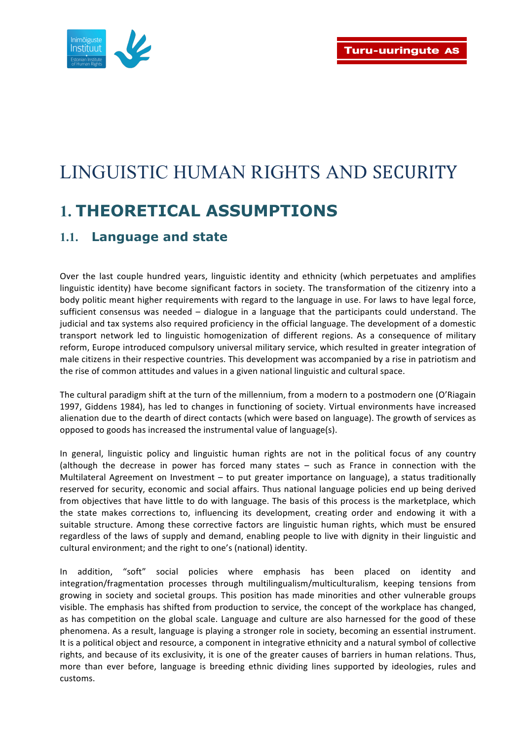# LINGUISTIC HUMAN RIGHTS AND SECURITY

## 1. THEORETICAL ASSUMPTIONS

### 1.1. Language and state

Over the last couple hundred years, linguistic identity and ethnicity (which perpetuates and amplifies linguistic identity) have become significant factors in society. The transformation of the citizenry into a body politic meant higher requirements with regard to the language in use. For laws to have legal force, sufficient consensus was needed – dialogue in a language that the participants could understand. The judicial and tax systems also required proficiency in the official language. The development of a domestic transport network led to linguistic homogenization of different regions. As a consequence of military reform, Europe introduced compulsory universal military service, which resulted in greater integration of male citizens in their respective countries. This development was accompanied by a rise in patriotism and the rise of common attitudes and values in a given national linguistic and cultural space.

The cultural paradigm shift at the turn of the millennium, from a modern to a postmodern one (O'Riagain 1997, Giddens 1984), has led to changes in functioning of society. Virtual environments have increased alienation due to the dearth of direct contacts (which were based on language). The growth of services as opposed to goods has increased the instrumental value of language(s).

In general, linguistic policy and linguistic human rights are not in the political focus of any country (although the decrease in power has forced many states – such as France in connection with the Multilateral Agreement on Investment – to put greater importance on language), a status traditionally reserved for security, economic and social affairs. Thus national language policies end up being derived from objectives that have little to do with language. The basis of this process is the marketplace, which the state makes corrections to, influencing its development, creating order and endowing it with a suitable structure. Among these corrective factors are linguistic human rights, which must be ensured regardless of the laws of supply and demand, enabling people to live with dignity in their linguistic and cultural environment; and the right to one's (national) identity.

In addition, "soft" social policies where emphasis has been placed on identity and integration/fragmentation processes through multilingualism/multiculturalism, keeping tensions from growing in society and societal groups. This position has made minorities and other vulnerable groups visible. The emphasis has shifted from production to service, the concept of the workplace has changed, as has competition on the global scale. Language and culture are also harnessed for the good of these phenomena. As a result, language is playing a stronger role in society, becoming an essential instrument. It is a political object and resource, a component in integrative ethnicity and a natural symbol of collective rights, and because of its exclusivity, it is one of the greater causes of barriers in human relations. Thus, more than ever before, language is breeding ethnic dividing lines supported by ideologies, rules and customs.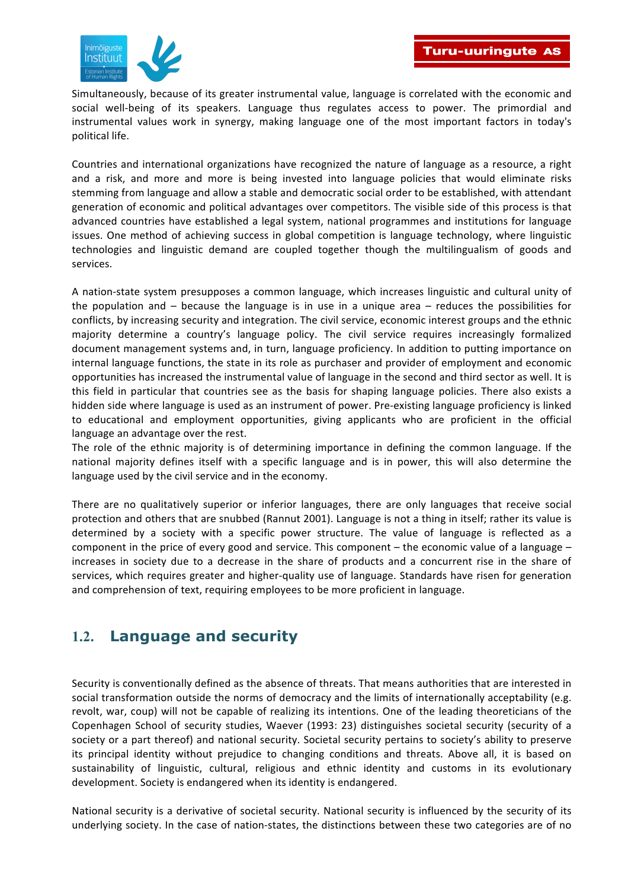Simultaneously, because of its greater instrumental value, language is correlated with the economic and social well-being of its speakers. Language thus regulates access to power. The primordial and instrumental values work in synergy, making language one of the most important factors in today's political life.

Countries and international organizations have recognized the nature of language as a resource, a right and a risk, and more and more is being invested into language policies that would eliminate risks stemming from language and allow a stable and democratic social order to be established, with attendant generation of economic and political advantages over competitors. The visible side of this process is that advanced countries have established a legal system, national programmes and institutions for language issues. One method of achieving success in global competition is language technology, where linguistic technologies and linguistic demand are coupled together though the multilingualism of goods and services.

A nation-state system presupposes a common language, which increases linguistic and cultural unity of the population and – because the language is in use in a unique area – reduces the possibilities for conflicts, by increasing security and integration. The civil service, economic interest groups and the ethnic majority determine a country's language policy. The civil service requires increasingly formalized document management systems and, in turn, language proficiency. In addition to putting importance on internal language functions, the state in its role as purchaser and provider of employment and economic opportunities has increased the instrumental value of language in the second and third sector as well. It is this field in particular that countries see as the basis for shaping language policies. There also exists a hidden side where language is used as an instrument of power. Pre-existing language proficiency is linked to educational and employment opportunities, giving applicants who are proficient in the official language an advantage over the rest.
The role of the ethnic majority is of determining importance in defining the common language. If the national majority defines itself with a specific language and is in power, this will also determine the language used by the civil service and in the economy.

There are no qualitatively superior or inferior languages, there are only languages that receive social protection and others that are snubbed (Rannut 2001). Language is not a thing in itself; rather its value is determined by a society with a specific power structure. The value of language is reflected as a component in the price of every good and service. This component – the economic value of a language – increases in society due to a decrease in the share of products and a concurrent rise in the share of services, which requires greater and higher-quality use of language. Standards have risen for generation and comprehension of text, requiring employees to be more proficient in language.

## 1.2. Language and security

Security is conventionally defined as the absence of threats. That means authorities that are interested in social transformation outside the norms of democracy and the limits of internationally acceptability (e.g. revolt, war, coup) will not be capable of realizing its intentions. One of the leading theoreticians of the Copenhagen School of security studies, Waever (1993: 23) distinguishes societal security (security of a society or a part thereof) and national security. Societal security pertains to society's ability to preserve its principal identity without prejudice to changing conditions and threats. Above all, it is based on sustainability of linguistic, cultural, religious and ethnic identity and customs in its evolutionary development. Society is endangered when its identity is endangered.

National security is a derivative of societal security. National security is influenced by the security of its underlying society. In the case of nation-states, the distinctions between these two categories are of no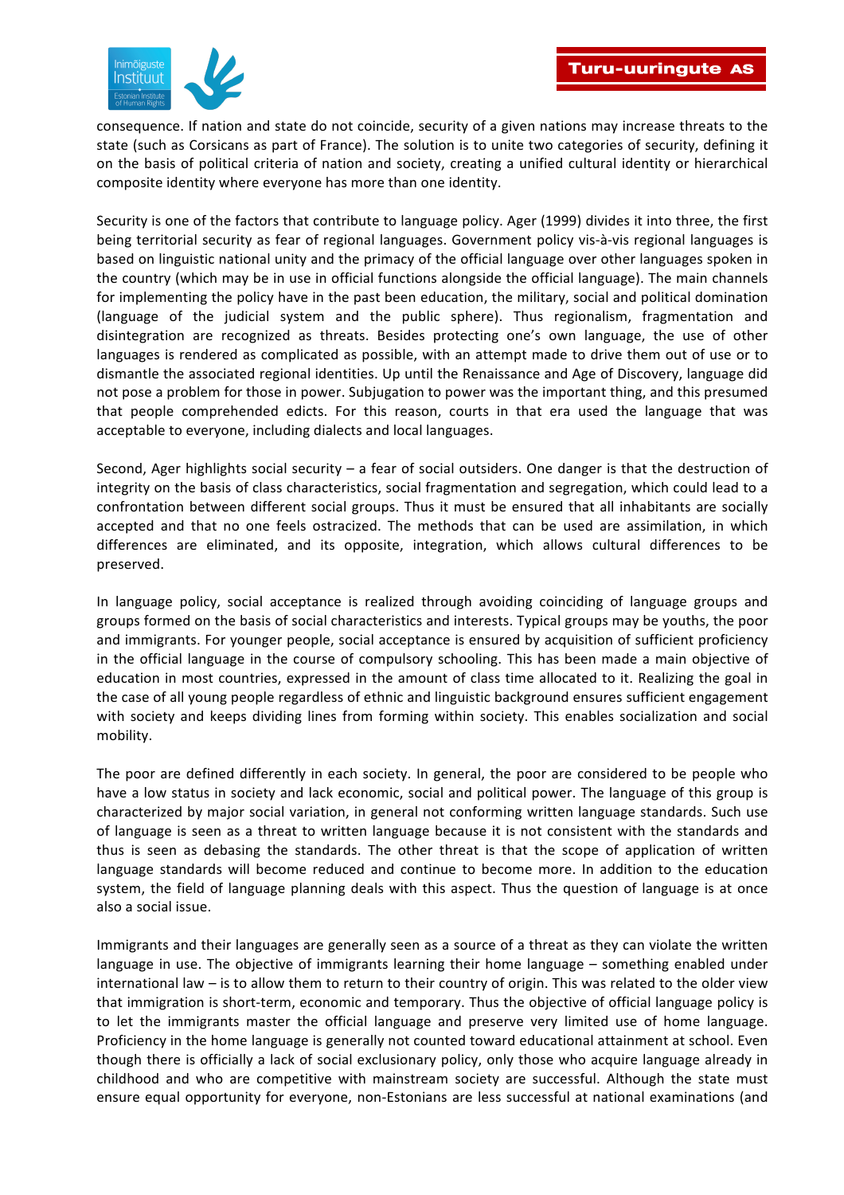consequence. If nation and state do not coincide, security of a given nations may increase threats to the state (such as Corsicans as part of France). The solution is to unite two categories of security, defining it on the basis of political criteria of nation and society, creating a unified cultural identity or hierarchical composite identity where everyone has more than one identity.

Security is one of the factors that contribute to language policy. Ager (1999) divides it into three, the first being territorial security as fear of regional languages. Government policy vis-à-vis regional languages is based on linguistic national unity and the primacy of the official language over other languages spoken in the country (which may be in use in official functions alongside the official language). The main channels for implementing the policy have in the past been education, the military, social and political domination (language of the judicial system and the public sphere). Thus regionalism, fragmentation and disintegration are recognized as threats. Besides protecting one's own language, the use of other languages is rendered as complicated as possible, with an attempt made to drive them out of use or to dismantle the associated regional identities. Up until the Renaissance and Age of Discovery, language did not pose a problem for those in power. Subjugation to power was the important thing, and this presumed that people comprehended edicts. For this reason, courts in that era used the language that was acceptable to everyone, including dialects and local languages.

Second, Ager highlights social security – a fear of social outsiders. One danger is that the destruction of integrity on the basis of class characteristics, social fragmentation and segregation, which could lead to a confrontation between different social groups. Thus it must be ensured that all inhabitants are socially accepted and that no one feels ostracized. The methods that can be used are assimilation, in which differences are eliminated, and its opposite, integration, which allows cultural differences to be preserved.

In language policy, social acceptance is realized through avoiding coinciding of language groups and groups formed on the basis of social characteristics and interests. Typical groups may be youths, the poor and immigrants. For younger people, social acceptance is ensured by acquisition of sufficient proficiency in the official language in the course of compulsory schooling. This has been made a main objective of education in most countries, expressed in the amount of class time allocated to it. Realizing the goal in the case of all young people regardless of ethnic and linguistic background ensures sufficient engagement with society and keeps dividing lines from forming within society. This enables socialization and social mobility.

The poor are defined differently in each society. In general, the poor are considered to be people who have a low status in society and lack economic, social and political power. The language of this group is characterized by major social variation, in general not conforming written language standards. Such use of language is seen as a threat to written language because it is not consistent with the standards and thus is seen as debasing the standards. The other threat is that the scope of application of written language standards will become reduced and continue to become more. In addition to the education system, the field of language planning deals with this aspect. Thus the question of language is at once also a social issue.

Immigrants and their languages are generally seen as a source of a threat as they can violate the written language in use. The objective of immigrants learning their home language – something enabled under international law – is to allow them to return to their country of origin. This was related to the older view that immigration is short-term, economic and temporary. Thus the objective of official language policy is to let the immigrants master the official language and preserve very limited use of home language. Proficiency in the home language is generally not counted toward educational attainment at school. Even though there is officially a lack of social exclusionary policy, only those who acquire language already in childhood and who are competitive with mainstream society are successful. Although the state must ensure equal opportunity for everyone, non-Estonians are less successful at national examinations (and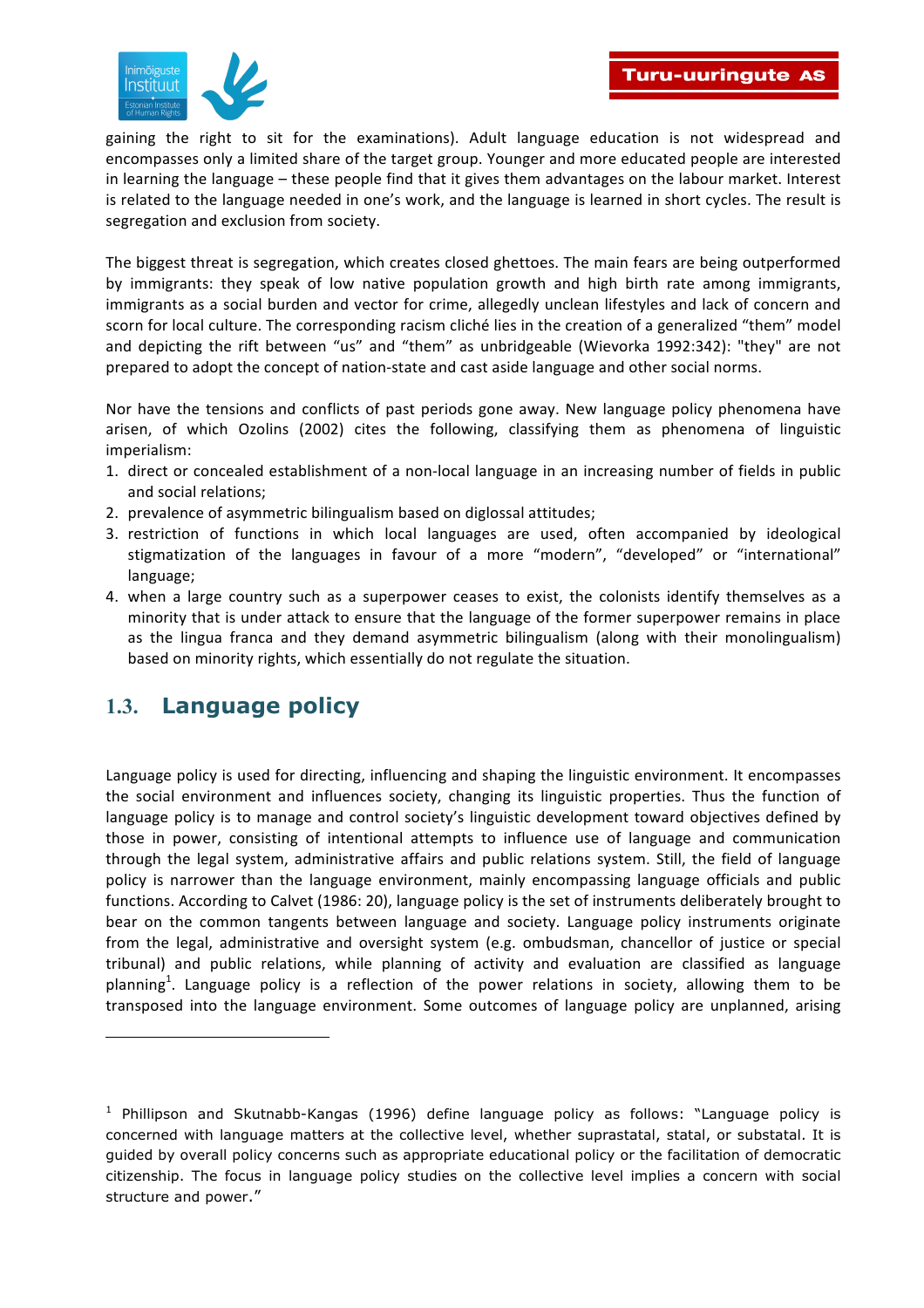gaining the right to sit for the examinations). Adult language education is not widespread and encompasses only a limited share of the target group. Younger and more educated people are interested in learning the language – these people find that it gives them advantages on the labour market. Interest is related to the language needed in one's work, and the language is learned in short cycles. The result is segregation and exclusion from society.

The biggest threat is segregation, which creates closed ghettoes. The main fears are being outperformed by immigrants: they speak of low native population growth and high birth rate among immigrants, immigrants as a social burden and vector for crime, allegedly unclean lifestyles and lack of concern and scorn for local culture. The corresponding racism cliché lies in the creation of a generalized "them" model and depicting the rift between "us" and "them" as unbridgeable (Wievorka 1992:342): "they" are not prepared to adopt the concept of nation-state and cast aside language and other social norms.

Nor have the tensions and conflicts of past periods gone away. New language policy phenomena have arisen, of which Ozolins (2002) cites the following, classifying them as phenomena of linguistic imperialism:

1. direct or concealed establishment of a non-local language in an increasing number of fields in public and social relations;
2. prevalence of asymmetric bilingualism based on diglossal attitudes;
3. restriction of functions in which local languages are used, often accompanied by ideological stigmatization of the languages in favour of a more "modern", "developed" or "international" language;
4. when a large country such as a superpower ceases to exist, the colonists identify themselves as a minority that is under attack to ensure that the language of the former superpower remains in place as the lingua franca and they demand asymmetric bilingualism (along with their monolingualism) based on minority rights, which essentially do not regulate the situation.

## 1.3. Language policy

Language policy is used for directing, influencing and shaping the linguistic environment. It encompasses the social environment and influences society, changing its linguistic properties. Thus the function of language policy is to manage and control society's linguistic development toward objectives defined by those in power, consisting of intentional attempts to influence use of language and communication through the legal system, administrative affairs and public relations system. Still, the field of language policy is narrower than the language environment, mainly encompassing language officials and public functions. According to Calvet (1986: 20), language policy is the set of instruments deliberately brought to bear on the common tangents between language and society. Language policy instruments originate from the legal, administrative and oversight system (e.g. ombudsman, chancellor of justice or special tribunal) and public relations, while planning of activity and evaluation are classified as language planning[1]. Language policy is a reflection of the power relations in society, allowing them to be transposed into the language environment. Some outcomes of language policy are unplanned, arising

---

[1] Phillipson and Skutnabb-Kangas (1996) define language policy as follows: "Language policy is concerned with language matters at the collective level, whether suprastatal, statal, or substatal. It is guided by overall policy concerns such as appropriate educational policy or the facilitation of democratic citizenship. The focus in language policy studies on the collective level implies a concern with social structure and power."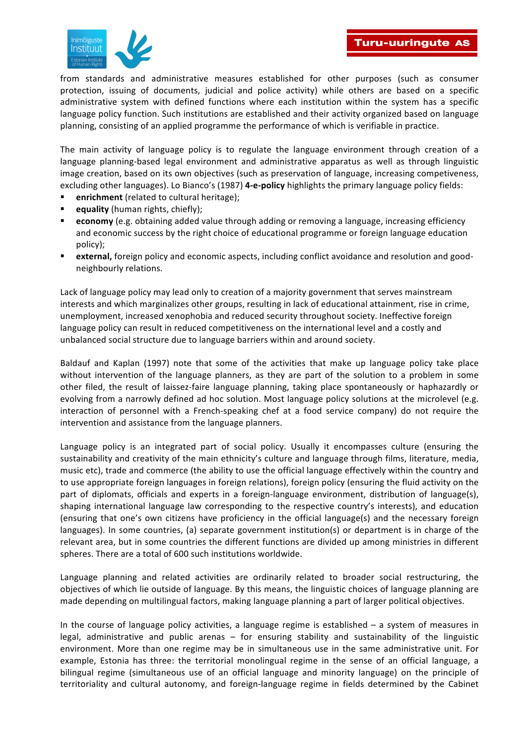from standards and administrative measures established for other purposes (such as consumer protection, issuing of documents, judicial and police activity) while others are based on a specific administrative system with defined functions where each institution within the system has a specific language policy function. Such institutions are established and their activity organized based on language planning, consisting of an applied programme the performance of which is verifiable in practice.

The main activity of language policy is to regulate the language environment through creation of a language planning-based legal environment and administrative apparatus as well as through linguistic image creation, based on its own objectives (such as preservation of language, increasing competiveness, excluding other languages). Lo Bianco's (1987) **4-e-policy** highlights the primary language policy fields:

- **enrichment** (related to cultural heritage);
- **equality** (human rights, chiefly);
- **economy** (e.g. obtaining added value through adding or removing a language, increasing efficiency and economic success by the right choice of educational programme or foreign language education policy);
- **external,** foreign policy and economic aspects, including conflict avoidance and resolution and good-neighbourly relations.

Lack of language policy may lead only to creation of a majority government that serves mainstream interests and which marginalizes other groups, resulting in lack of educational attainment, rise in crime, unemployment, increased xenophobia and reduced security throughout society. Ineffective foreign language policy can result in reduced competitiveness on the international level and a costly and unbalanced social structure due to language barriers within and around society.

Baldauf and Kaplan (1997) note that some of the activities that make up language policy take place without intervention of the language planners, as they are part of the solution to a problem in some other filed, the result of laissez-faire language planning, taking place spontaneously or haphazardly or evolving from a narrowly defined ad hoc solution. Most language policy solutions at the microlevel (e.g. interaction of personnel with a French-speaking chef at a food service company) do not require the intervention and assistance from the language planners.

Language policy is an integrated part of social policy. Usually it encompasses culture (ensuring the sustainability and creativity of the main ethnicity's culture and language through films, literature, media, music etc), trade and commerce (the ability to use the official language effectively within the country and to use appropriate foreign languages in foreign relations), foreign policy (ensuring the fluid activity on the part of diplomats, officials and experts in a foreign-language environment, distribution of language(s), shaping international language law corresponding to the respective country's interests), and education (ensuring that one's own citizens have proficiency in the official language(s) and the necessary foreign languages). In some countries, (a) separate government institution(s) or department is in charge of the relevant area, but in some countries the different functions are divided up among ministries in different spheres. There are a total of 600 such institutions worldwide.

Language planning and related activities are ordinarily related to broader social restructuring, the objectives of which lie outside of language. By this means, the linguistic choices of language planning are made depending on multilingual factors, making language planning a part of larger political objectives.

In the course of language policy activities, a language regime is established – a system of measures in legal, administrative and public arenas – for ensuring stability and sustainability of the linguistic environment. More than one regime may be in simultaneous use in the same administrative unit. For example, Estonia has three: the territorial monolingual regime in the sense of an official language, a bilingual regime (simultaneous use of an official language and minority language) on the principle of territoriality and cultural autonomy, and foreign-language regime in fields determined by the Cabinet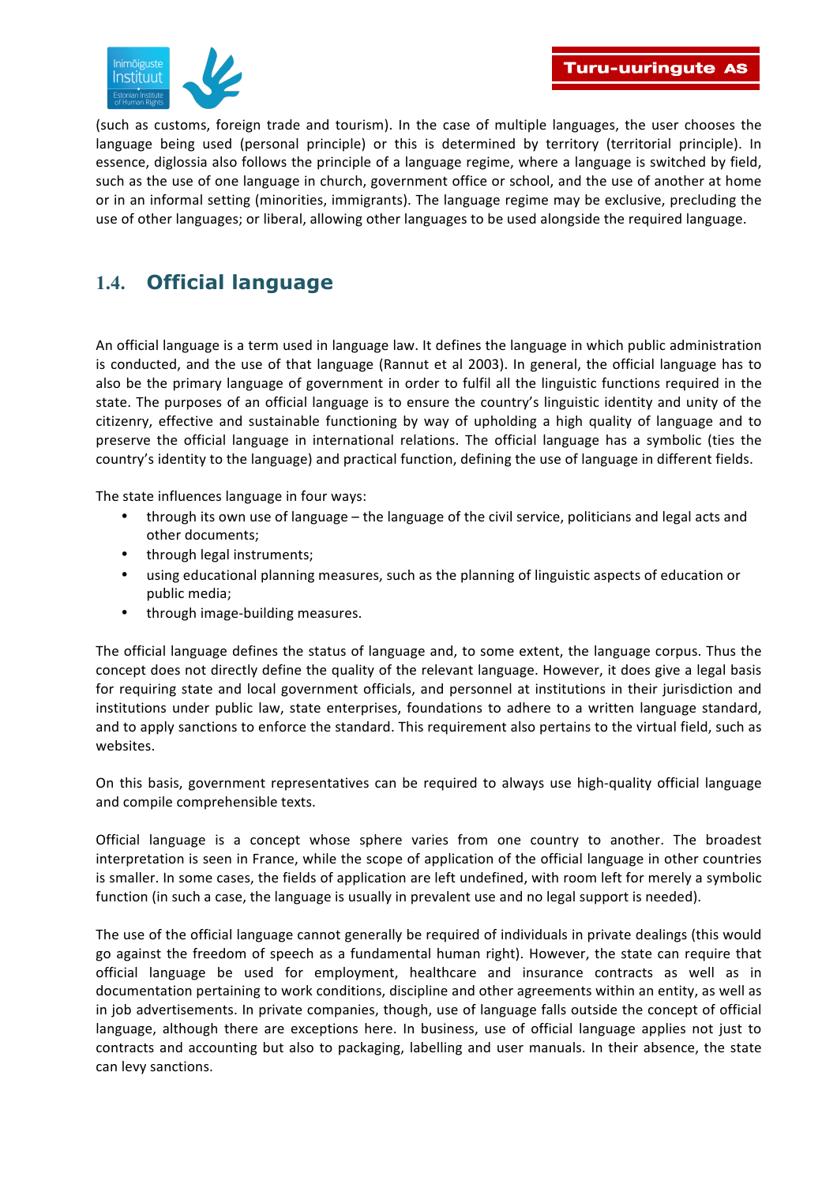(such as customs, foreign trade and tourism). In the case of multiple languages, the user chooses the language being used (personal principle) or this is determined by territory (territorial principle). In essence, diglossia also follows the principle of a language regime, where a language is switched by field, such as the use of one language in church, government office or school, and the use of another at home or in an informal setting (minorities, immigrants). The language regime may be exclusive, precluding the use of other languages; or liberal, allowing other languages to be used alongside the required language.

## 1.4. Official language

An official language is a term used in language law. It defines the language in which public administration is conducted, and the use of that language (Rannut et al 2003). In general, the official language has to also be the primary language of government in order to fulfil all the linguistic functions required in the state. The purposes of an official language is to ensure the country's linguistic identity and unity of the citizenry, effective and sustainable functioning by way of upholding a high quality of language and to preserve the official language in international relations. The official language has a symbolic (ties the country's identity to the language) and practical function, defining the use of language in different fields.

The state influences language in four ways:

- through its own use of language – the language of the civil service, politicians and legal acts and other documents;
- through legal instruments;
- using educational planning measures, such as the planning of linguistic aspects of education or public media;
- through image-building measures.

The official language defines the status of language and, to some extent, the language corpus. Thus the concept does not directly define the quality of the relevant language. However, it does give a legal basis for requiring state and local government officials, and personnel at institutions in their jurisdiction and institutions under public law, state enterprises, foundations to adhere to a written language standard, and to apply sanctions to enforce the standard. This requirement also pertains to the virtual field, such as websites.

On this basis, government representatives can be required to always use high-quality official language and compile comprehensible texts.

Official language is a concept whose sphere varies from one country to another. The broadest interpretation is seen in France, while the scope of application of the official language in other countries is smaller. In some cases, the fields of application are left undefined, with room left for merely a symbolic function (in such a case, the language is usually in prevalent use and no legal support is needed).

The use of the official language cannot generally be required of individuals in private dealings (this would go against the freedom of speech as a fundamental human right). However, the state can require that official language be used for employment, healthcare and insurance contracts as well as in documentation pertaining to work conditions, discipline and other agreements within an entity, as well as in job advertisements. In private companies, though, use of language falls outside the concept of official language, although there are exceptions here. In business, use of official language applies not just to contracts and accounting but also to packaging, labelling and user manuals. In their absence, the state can levy sanctions.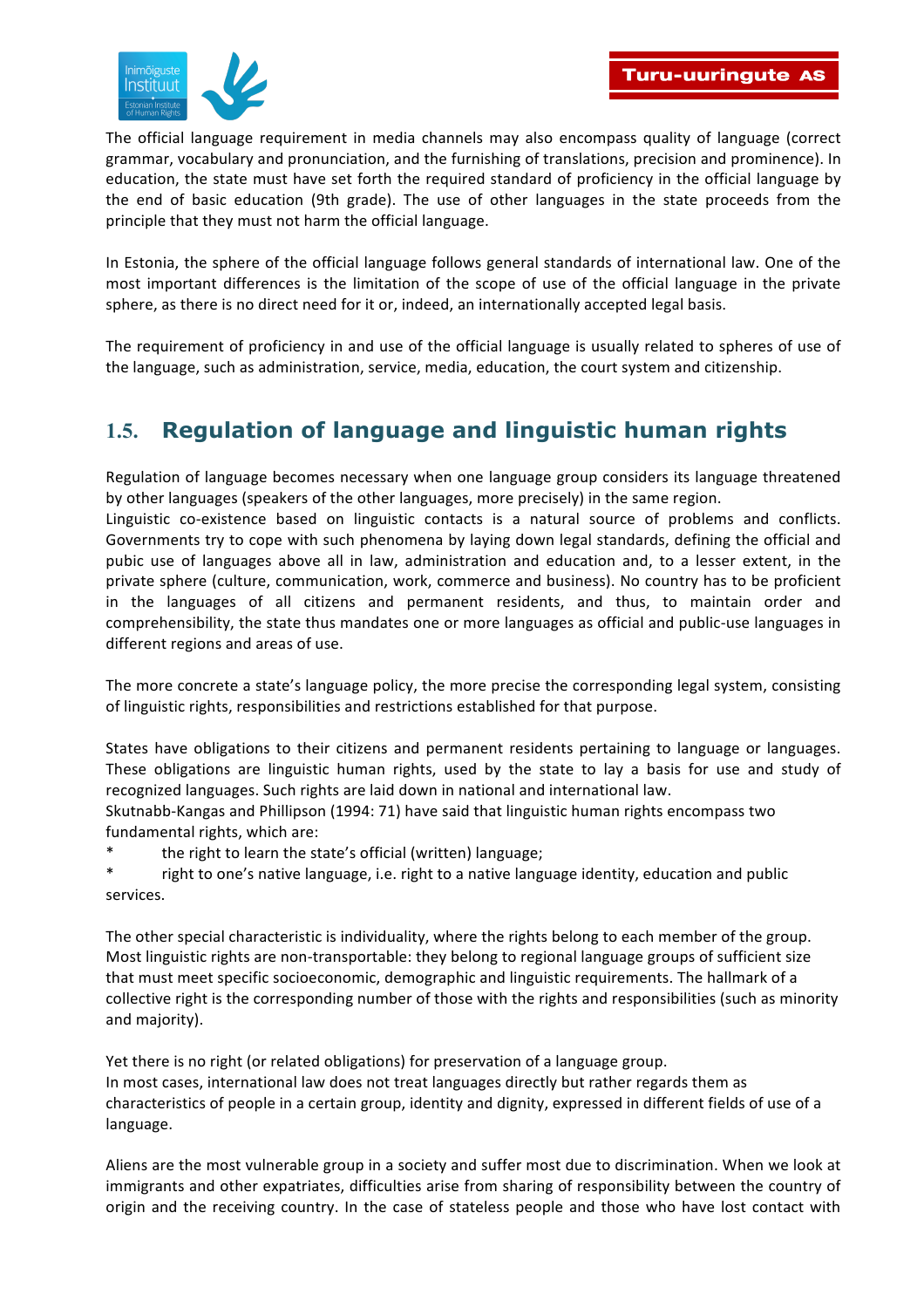The official language requirement in media channels may also encompass quality of language (correct grammar, vocabulary and pronunciation, and the furnishing of translations, precision and prominence). In education, the state must have set forth the required standard of proficiency in the official language by the end of basic education (9th grade). The use of other languages in the state proceeds from the principle that they must not harm the official language.

In Estonia, the sphere of the official language follows general standards of international law. One of the most important differences is the limitation of the scope of use of the official language in the private sphere, as there is no direct need for it or, indeed, an internationally accepted legal basis.

The requirement of proficiency in and use of the official language is usually related to spheres of use of the language, such as administration, service, media, education, the court system and citizenship.

## 1.5. Regulation of language and linguistic human rights

Regulation of language becomes necessary when one language group considers its language threatened by other languages (speakers of the other languages, more precisely) in the same region.
Linguistic co-existence based on linguistic contacts is a natural source of problems and conflicts. Governments try to cope with such phenomena by laying down legal standards, defining the official and pubic use of languages above all in law, administration and education and, to a lesser extent, in the private sphere (culture, communication, work, commerce and business). No country has to be proficient in the languages of all citizens and permanent residents, and thus, to maintain order and comprehensibility, the state thus mandates one or more languages as official and public-use languages in different regions and areas of use.

The more concrete a state's language policy, the more precise the corresponding legal system, consisting of linguistic rights, responsibilities and restrictions established for that purpose.

States have obligations to their citizens and permanent residents pertaining to language or languages. These obligations are linguistic human rights, used by the state to lay a basis for use and study of recognized languages. Such rights are laid down in national and international law.
Skutnabb-Kangas and Phillipson (1994: 71) have said that linguistic human rights encompass two fundamental rights, which are:

* the right to learn the state's official (written) language;
* right to one's native language, i.e. right to a native language identity, education and public services.

The other special characteristic is individuality, where the rights belong to each member of the group. Most linguistic rights are non-transportable: they belong to regional language groups of sufficient size that must meet specific socioeconomic, demographic and linguistic requirements. The hallmark of a collective right is the corresponding number of those with the rights and responsibilities (such as minority and majority).

Yet there is no right (or related obligations) for preservation of a language group.
In most cases, international law does not treat languages directly but rather regards them as characteristics of people in a certain group, identity and dignity, expressed in different fields of use of a language.

Aliens are the most vulnerable group in a society and suffer most due to discrimination. When we look at immigrants and other expatriates, difficulties arise from sharing of responsibility between the country of origin and the receiving country. In the case of stateless people and those who have lost contact with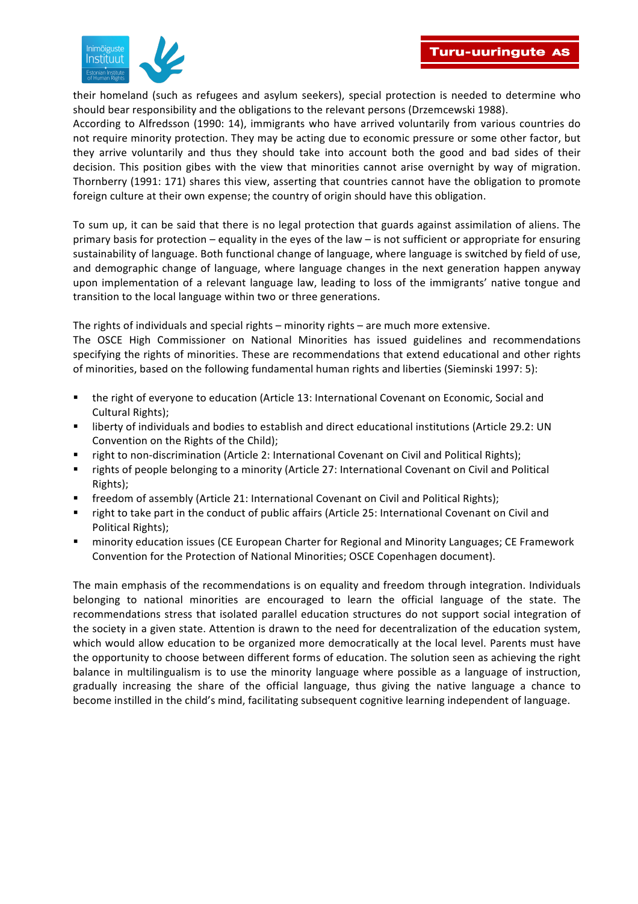their homeland (such as refugees and asylum seekers), special protection is needed to determine who should bear responsibility and the obligations to the relevant persons (Drzemcewski 1988).
According to Alfredsson (1990: 14), immigrants who have arrived voluntarily from various countries do not require minority protection. They may be acting due to economic pressure or some other factor, but they arrive voluntarily and thus they should take into account both the good and bad sides of their decision. This position gibes with the view that minorities cannot arise overnight by way of migration. Thornberry (1991: 171) shares this view, asserting that countries cannot have the obligation to promote foreign culture at their own expense; the country of origin should have this obligation.

To sum up, it can be said that there is no legal protection that guards against assimilation of aliens. The primary basis for protection – equality in the eyes of the law – is not sufficient or appropriate for ensuring sustainability of language. Both functional change of language, where language is switched by field of use, and demographic change of language, where language changes in the next generation happen anyway upon implementation of a relevant language law, leading to loss of the immigrants' native tongue and transition to the local language within two or three generations.

The rights of individuals and special rights – minority rights – are much more extensive.
The OSCE High Commissioner on National Minorities has issued guidelines and recommendations specifying the rights of minorities. These are recommendations that extend educational and other rights of minorities, based on the following fundamental human rights and liberties (Sieminski 1997: 5):

- the right of everyone to education (Article 13: International Covenant on Economic, Social and Cultural Rights);
- liberty of individuals and bodies to establish and direct educational institutions (Article 29.2: UN Convention on the Rights of the Child);
- right to non-discrimination (Article 2: International Covenant on Civil and Political Rights);
- rights of people belonging to a minority (Article 27: International Covenant on Civil and Political Rights);
- freedom of assembly (Article 21: International Covenant on Civil and Political Rights);
- right to take part in the conduct of public affairs (Article 25: International Covenant on Civil and Political Rights);
- minority education issues (CE European Charter for Regional and Minority Languages; CE Framework Convention for the Protection of National Minorities; OSCE Copenhagen document).

The main emphasis of the recommendations is on equality and freedom through integration. Individuals belonging to national minorities are encouraged to learn the official language of the state. The recommendations stress that isolated parallel education structures do not support social integration of the society in a given state. Attention is drawn to the need for decentralization of the education system, which would allow education to be organized more democratically at the local level. Parents must have the opportunity to choose between different forms of education. The solution seen as achieving the right balance in multilingualism is to use the minority language where possible as a language of instruction, gradually increasing the share of the official language, thus giving the native language a chance to become instilled in the child's mind, facilitating subsequent cognitive learning independent of language.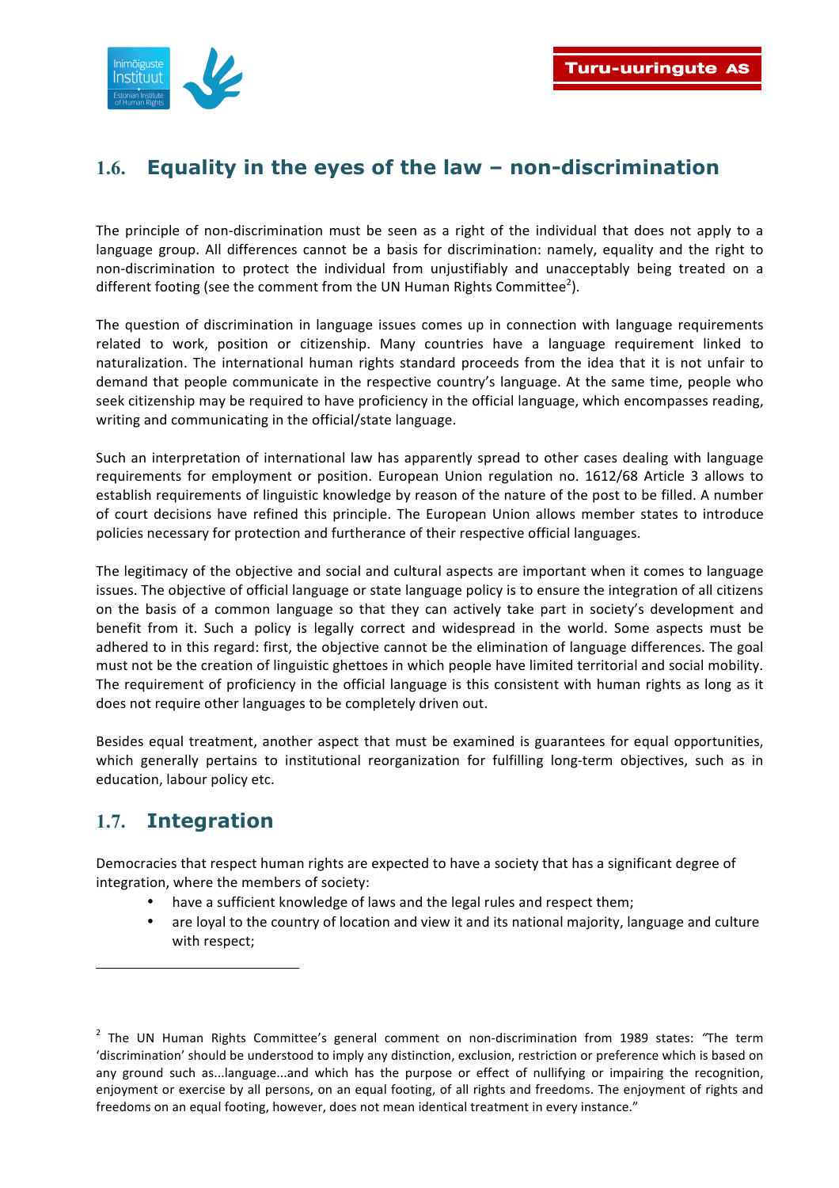## 1.6. Equality in the eyes of the law – non-discrimination

The principle of non-discrimination must be seen as a right of the individual that does not apply to a language group. All differences cannot be a basis for discrimination: namely, equality and the right to non-discrimination to protect the individual from unjustifiably and unacceptably being treated on a different footing (see the comment from the UN Human Rights Committee[2]).

The question of discrimination in language issues comes up in connection with language requirements related to work, position or citizenship. Many countries have a language requirement linked to naturalization. The international human rights standard proceeds from the idea that it is not unfair to demand that people communicate in the respective country's language. At the same time, people who seek citizenship may be required to have proficiency in the official language, which encompasses reading, writing and communicating in the official/state language.

Such an interpretation of international law has apparently spread to other cases dealing with language requirements for employment or position. European Union regulation no. 1612/68 Article 3 allows to establish requirements of linguistic knowledge by reason of the nature of the post to be filled. A number of court decisions have refined this principle. The European Union allows member states to introduce policies necessary for protection and furtherance of their respective official languages.

The legitimacy of the objective and social and cultural aspects are important when it comes to language issues. The objective of official language or state language policy is to ensure the integration of all citizens on the basis of a common language so that they can actively take part in society's development and benefit from it. Such a policy is legally correct and widespread in the world. Some aspects must be adhered to in this regard: first, the objective cannot be the elimination of language differences. The goal must not be the creation of linguistic ghettoes in which people have limited territorial and social mobility. The requirement of proficiency in the official language is this consistent with human rights as long as it does not require other languages to be completely driven out.

Besides equal treatment, another aspect that must be examined is guarantees for equal opportunities, which generally pertains to institutional reorganization for fulfilling long-term objectives, such as in education, labour policy etc.

## 1.7. Integration

Democracies that respect human rights are expected to have a society that has a significant degree of integration, where the members of society:

- have a sufficient knowledge of laws and the legal rules and respect them;
- are loyal to the country of location and view it and its national majority, language and culture with respect;

---

[2] The UN Human Rights Committee's general comment on non-discrimination from 1989 states: "The term 'discrimination' should be understood to imply any distinction, exclusion, restriction or preference which is based on any ground such as...language...and which has the purpose or effect of nullifying or impairing the recognition, enjoyment or exercise by all persons, on an equal footing, of all rights and freedoms. The enjoyment of rights and freedoms on an equal footing, however, does not mean identical treatment in every instance."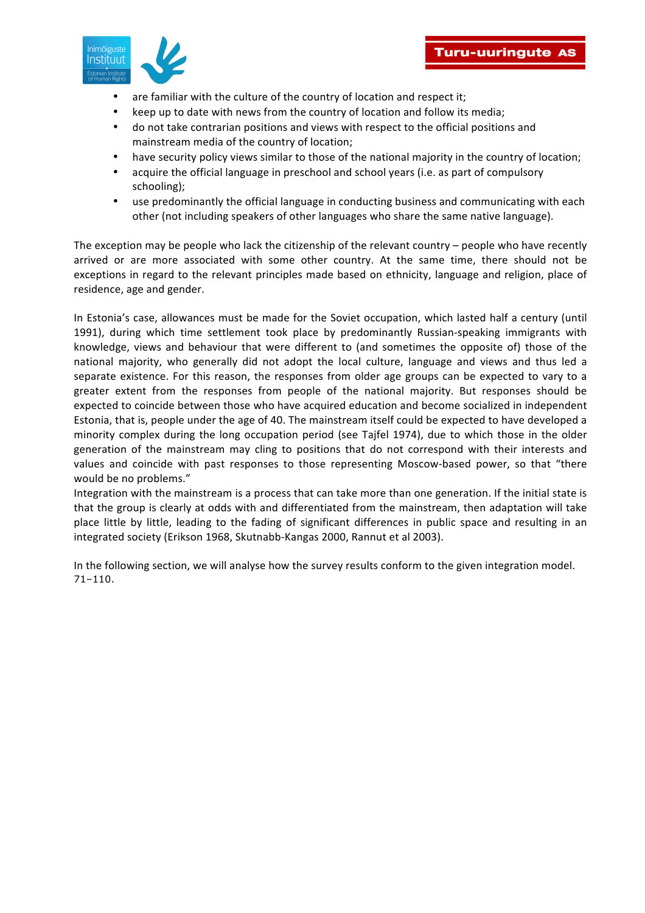- are familiar with the culture of the country of location and respect it;
- keep up to date with news from the country of location and follow its media;
- do not take contrarian positions and views with respect to the official positions and mainstream media of the country of location;
- have security policy views similar to those of the national majority in the country of location;
- acquire the official language in preschool and school years (i.e. as part of compulsory schooling);
- use predominantly the official language in conducting business and communicating with each other (not including speakers of other languages who share the same native language).

The exception may be people who lack the citizenship of the relevant country – people who have recently arrived or are more associated with some other country. At the same time, there should not be exceptions in regard to the relevant principles made based on ethnicity, language and religion, place of residence, age and gender.

In Estonia's case, allowances must be made for the Soviet occupation, which lasted half a century (until 1991), during which time settlement took place by predominantly Russian-speaking immigrants with knowledge, views and behaviour that were different to (and sometimes the opposite of) those of the national majority, who generally did not adopt the local culture, language and views and thus led a separate existence. For this reason, the responses from older age groups can be expected to vary to a greater extent from the responses from people of the national majority. But responses should be expected to coincide between those who have acquired education and become socialized in independent Estonia, that is, people under the age of 40. The mainstream itself could be expected to have developed a minority complex during the long occupation period (see Tajfel 1974), due to which those in the older generation of the mainstream may cling to positions that do not correspond with their interests and values and coincide with past responses to those representing Moscow-based power, so that "there would be no problems."

Integration with the mainstream is a process that can take more than one generation. If the initial state is that the group is clearly at odds with and differentiated from the mainstream, then adaptation will take place little by little, leading to the fading of significant differences in public space and resulting in an integrated society (Erikson 1968, Skutnabb-Kangas 2000, Rannut et al 2003).

In the following section, we will analyse how the survey results conform to the given integration model.
71−110.